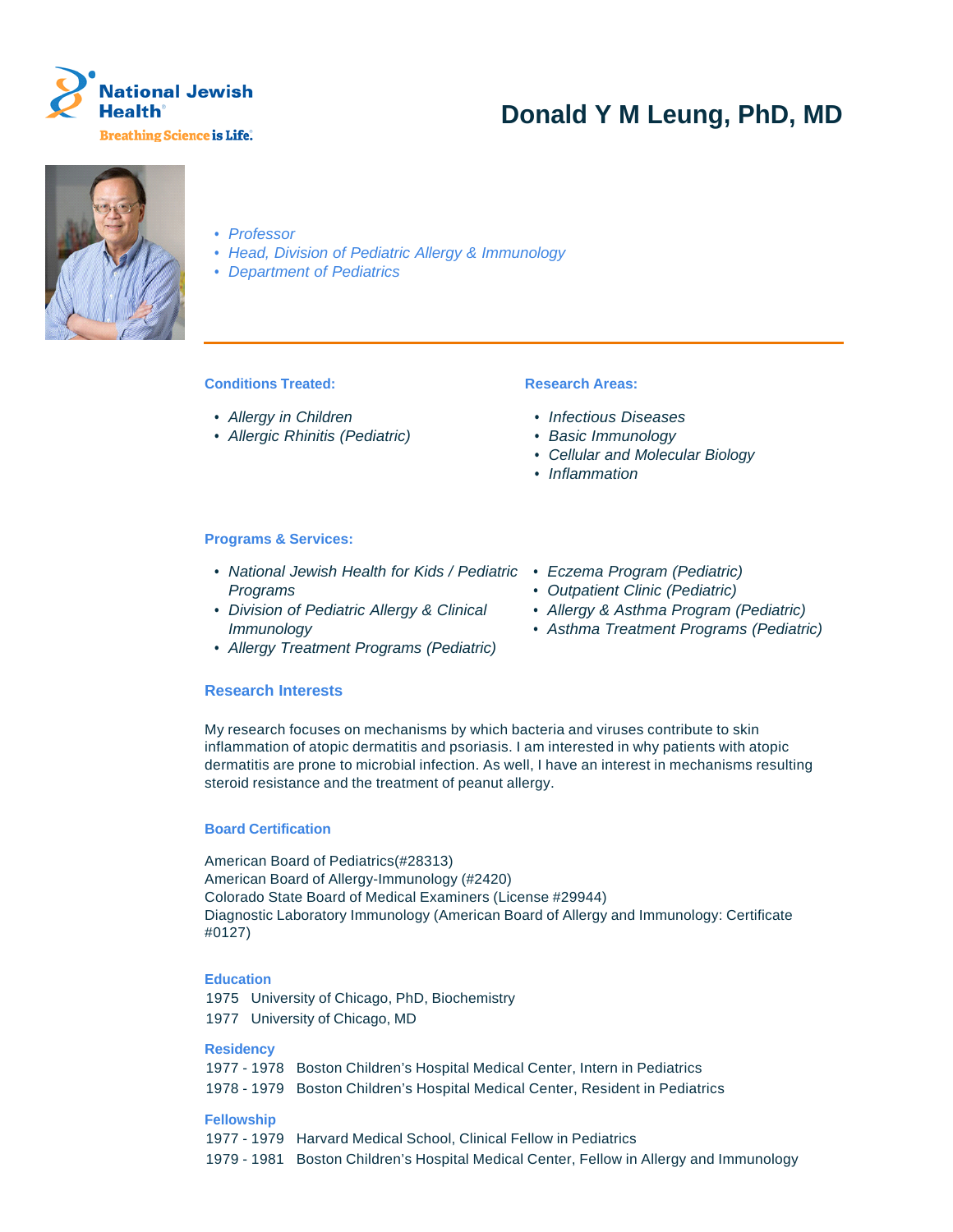# Donald Y M Leung, PhD, MD

- *Professor*
- *Head, Division of Pediatric Allergy & Immunology*
- *Department of Pediatrics*

**Conditions Treated:**

- *Allergy in Children*
- *Allergic Rhinitis (Pediatric)*

**Research Areas:**

- *Infectious Diseases*
- *Basic Immunology*
- *Cellular and Molecular Biology*
- *Inflammation*

**Programs & Services:**

- *National Jewish Health for Kids / Pediatric Programs*
- *Division of Pediatric Allergy & Clinical Immunology*
- *Allergy Treatment Programs (Pediatric)*
- *Eczema Program (Pediatric)*
- *Outpatient Clinic (Pediatric)*
- *Allergy & Asthma Program (Pediatric)*
- *Asthma Treatment Programs (Pediatric)*

## Research Interests

My research focuses on mechanisms by which bacteria and viruses contribute to skin inflammation of atopic dermatitis and psoriasis. I am interested in why patients with atopic dermatitis are prone to microbial infection. As well, I have an interest in mechanisms resulting steroid resistance and the treatment of peanut allergy.

### Board Certification

American Board of Pediatrics(#28313)
American Board of Allergy-Immunology (#2420)
Colorado State Board of Medical Examiners (License #29944)
Diagnostic Laboratory Immunology (American Board of Allergy and Immunology: Certificate #0127)

### Education

1975 University of Chicago, PhD, Biochemistry
1977 University of Chicago, MD

### Residency

1977 - 1978 Boston Children's Hospital Medical Center, Intern in Pediatrics
1978 - 1979 Boston Children's Hospital Medical Center, Resident in Pediatrics

### Fellowship

1977 - 1979 Harvard Medical School, Clinical Fellow in Pediatrics
1979 - 1981 Boston Children's Hospital Medical Center, Fellow in Allergy and Immunology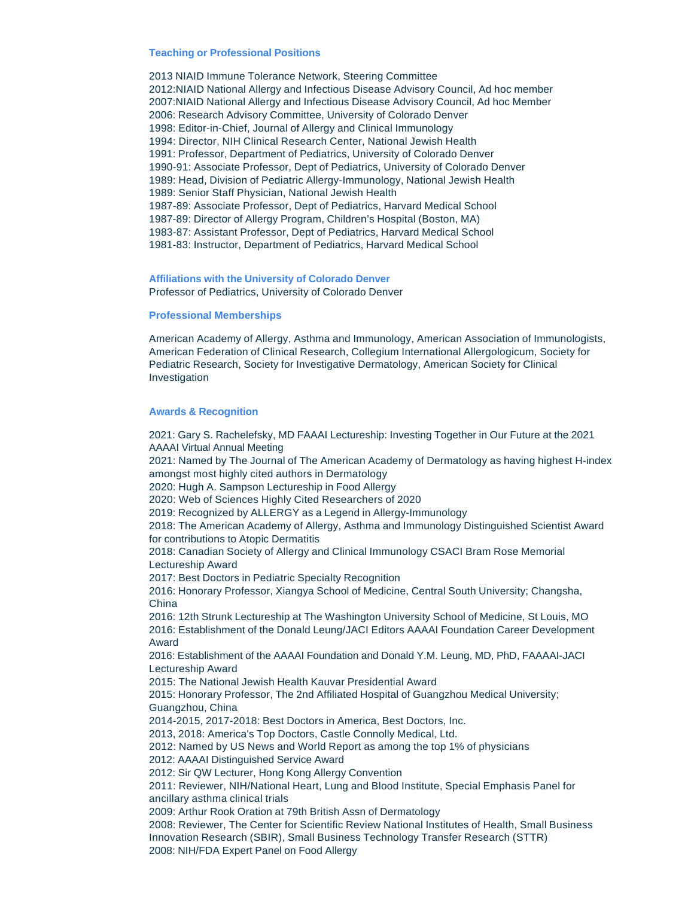### Teaching or Professional Positions

2013 NIAID Immune Tolerance Network, Steering Committee
2012:NIAID National Allergy and Infectious Disease Advisory Council, Ad hoc member
2007:NIAID National Allergy and Infectious Disease Advisory Council, Ad hoc Member
2006: Research Advisory Committee, University of Colorado Denver
1998: Editor-in-Chief, Journal of Allergy and Clinical Immunology
1994: Director, NIH Clinical Research Center, National Jewish Health
1991: Professor, Department of Pediatrics, University of Colorado Denver
1990-91: Associate Professor, Dept of Pediatrics, University of Colorado Denver
1989: Head, Division of Pediatric Allergy-Immunology, National Jewish Health
1989: Senior Staff Physician, National Jewish Health
1987-89: Associate Professor, Dept of Pediatrics, Harvard Medical School
1987-89: Director of Allergy Program, Children's Hospital (Boston, MA)
1983-87: Assistant Professor, Dept of Pediatrics, Harvard Medical School
1981-83: Instructor, Department of Pediatrics, Harvard Medical School

### Affiliations with the University of Colorado Denver

Professor of Pediatrics, University of Colorado Denver

### Professional Memberships

American Academy of Allergy, Asthma and Immunology, American Association of Immunologists, American Federation of Clinical Research, Collegium International Allergologicum, Society for Pediatric Research, Society for Investigative Dermatology, American Society for Clinical Investigation

### Awards & Recognition

2021: Gary S. Rachelefsky, MD FAAAI Lectureship: Investing Together in Our Future at the 2021 AAAAI Virtual Annual Meeting
2021: Named by The Journal of The American Academy of Dermatology as having highest H-index amongst most highly cited authors in Dermatology
2020: Hugh A. Sampson Lectureship in Food Allergy
2020: Web of Sciences Highly Cited Researchers of 2020
2019: Recognized by ALLERGY as a Legend in Allergy-Immunology
2018: The American Academy of Allergy, Asthma and Immunology Distinguished Scientist Award for contributions to Atopic Dermatitis
2018: Canadian Society of Allergy and Clinical Immunology CSACI Bram Rose Memorial Lectureship Award
2017: Best Doctors in Pediatric Specialty Recognition
2016: Honorary Professor, Xiangya School of Medicine, Central South University; Changsha, China
2016: 12th Strunk Lectureship at The Washington University School of Medicine, St Louis, MO
2016: Establishment of the Donald Leung/JACI Editors AAAAI Foundation Career Development Award
2016: Establishment of the AAAAI Foundation and Donald Y.M. Leung, MD, PhD, FAAAAI-JACI Lectureship Award
2015: The National Jewish Health Kauvar Presidential Award
2015: Honorary Professor, The 2nd Affiliated Hospital of Guangzhou Medical University; Guangzhou, China
2014-2015, 2017-2018: Best Doctors in America, Best Doctors, Inc.
2013, 2018: America's Top Doctors, Castle Connolly Medical, Ltd.
2012: Named by US News and World Report as among the top 1% of physicians
2012: AAAAI Distinguished Service Award
2012: Sir QW Lecturer, Hong Kong Allergy Convention
2011: Reviewer, NIH/National Heart, Lung and Blood Institute, Special Emphasis Panel for ancillary asthma clinical trials
2009: Arthur Rook Oration at 79th British Assn of Dermatology
2008: Reviewer, The Center for Scientific Review National Institutes of Health, Small Business Innovation Research (SBIR), Small Business Technology Transfer Research (STTR)
2008: NIH/FDA Expert Panel on Food Allergy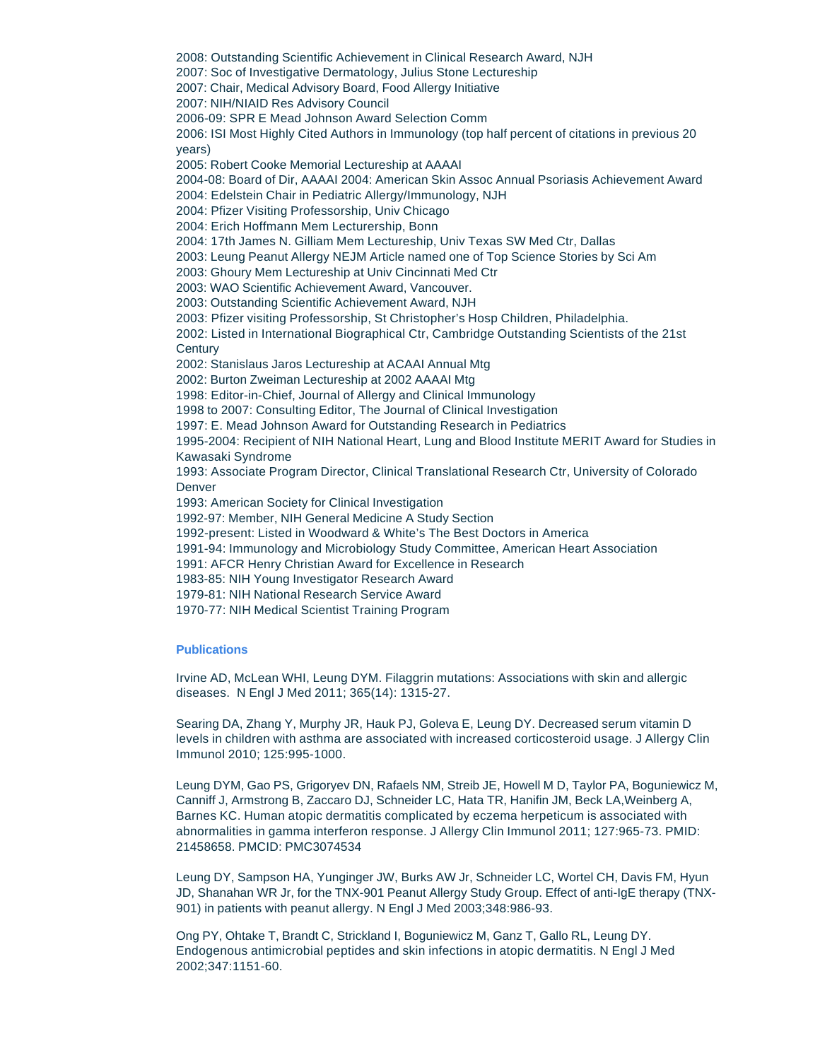2008: Outstanding Scientific Achievement in Clinical Research Award, NJH
2007: Soc of Investigative Dermatology, Julius Stone Lectureship
2007: Chair, Medical Advisory Board, Food Allergy Initiative
2007: NIH/NIAID Res Advisory Council
2006-09: SPR E Mead Johnson Award Selection Comm
2006: ISI Most Highly Cited Authors in Immunology (top half percent of citations in previous 20 years)
2005: Robert Cooke Memorial Lectureship at AAAAI
2004-08: Board of Dir, AAAAI 2004: American Skin Assoc Annual Psoriasis Achievement Award
2004: Edelstein Chair in Pediatric Allergy/Immunology, NJH
2004: Pfizer Visiting Professorship, Univ Chicago
2004: Erich Hoffmann Mem Lecturership, Bonn
2004: 17th James N. Gilliam Mem Lectureship, Univ Texas SW Med Ctr, Dallas
2003: Leung Peanut Allergy NEJM Article named one of Top Science Stories by Sci Am
2003: Ghoury Mem Lectureship at Univ Cincinnati Med Ctr
2003: WAO Scientific Achievement Award, Vancouver.
2003: Outstanding Scientific Achievement Award, NJH
2003: Pfizer visiting Professorship, St Christopher's Hosp Children, Philadelphia.
2002: Listed in International Biographical Ctr, Cambridge Outstanding Scientists of the 21st Century
2002: Stanislaus Jaros Lectureship at ACAAI Annual Mtg
2002: Burton Zweiman Lectureship at 2002 AAAAI Mtg
1998: Editor-in-Chief, Journal of Allergy and Clinical Immunology
1998 to 2007: Consulting Editor, The Journal of Clinical Investigation
1997: E. Mead Johnson Award for Outstanding Research in Pediatrics
1995-2004: Recipient of NIH National Heart, Lung and Blood Institute MERIT Award for Studies in Kawasaki Syndrome
1993: Associate Program Director, Clinical Translational Research Ctr, University of Colorado Denver
1993: American Society for Clinical Investigation
1992-97: Member, NIH General Medicine A Study Section
1992-present: Listed in Woodward & White's The Best Doctors in America
1991-94: Immunology and Microbiology Study Committee, American Heart Association
1991: AFCR Henry Christian Award for Excellence in Research
1983-85: NIH Young Investigator Research Award
1979-81: NIH National Research Service Award
1970-77: NIH Medical Scientist Training Program

## Publications

Irvine AD, McLean WHI, Leung DYM. Filaggrin mutations: Associations with skin and allergic diseases. N Engl J Med 2011; 365(14): 1315-27.

Searing DA, Zhang Y, Murphy JR, Hauk PJ, Goleva E, Leung DY. Decreased serum vitamin D levels in children with asthma are associated with increased corticosteroid usage. J Allergy Clin Immunol 2010; 125:995-1000.

Leung DYM, Gao PS, Grigoryev DN, Rafaels NM, Streib JE, Howell M D, Taylor PA, Boguniewicz M, Canniff J, Armstrong B, Zaccaro DJ, Schneider LC, Hata TR, Hanifin JM, Beck LA,Weinberg A, Barnes KC. Human atopic dermatitis complicated by eczema herpeticum is associated with abnormalities in gamma interferon response. J Allergy Clin Immunol 2011; 127:965-73. PMID: 21458658. PMCID: PMC3074534

Leung DY, Sampson HA, Yunginger JW, Burks AW Jr, Schneider LC, Wortel CH, Davis FM, Hyun JD, Shanahan WR Jr, for the TNX-901 Peanut Allergy Study Group. Effect of anti-IgE therapy (TNX-901) in patients with peanut allergy. N Engl J Med 2003;348:986-93.

Ong PY, Ohtake T, Brandt C, Strickland I, Boguniewicz M, Ganz T, Gallo RL, Leung DY. Endogenous antimicrobial peptides and skin infections in atopic dermatitis. N Engl J Med 2002;347:1151-60.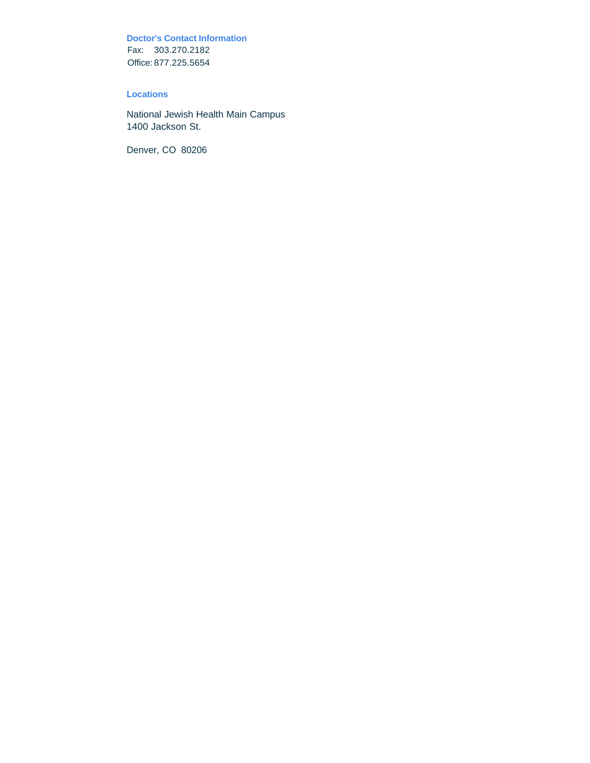### Doctor's Contact Information

Fax: 303.270.2182

Office: 877.225.5654

### Locations

National Jewish Health Main Campus
1400 Jackson St.

Denver, CO 80206